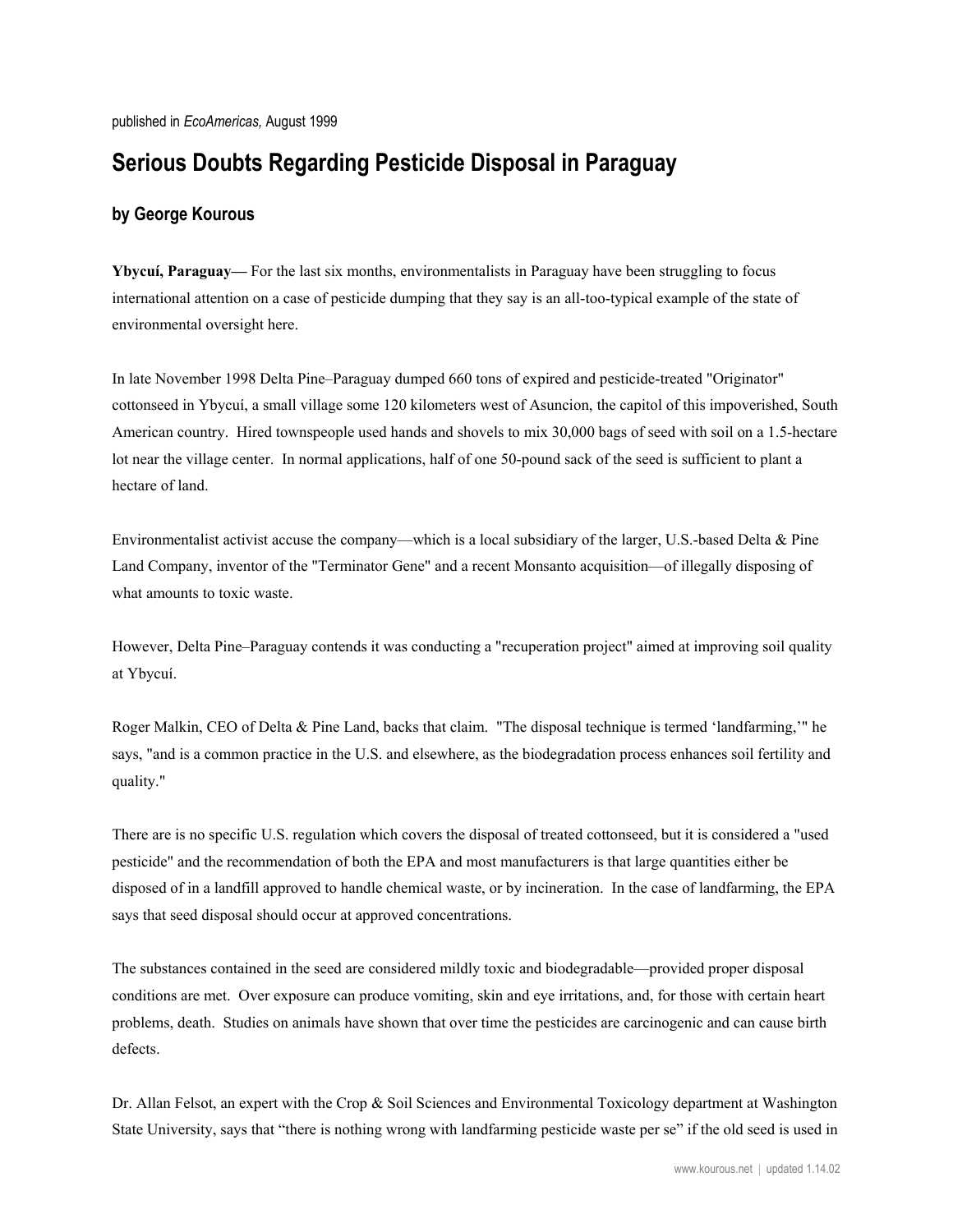published in *EcoAmericas,* August 1999

# Serious Doubts Regarding Pesticide Disposal in Paraguay

### by George Kourous

**Ybycuí, Paraguay—** For the last six months, environmentalists in Paraguay have been struggling to focus international attention on a case of pesticide dumping that they say is an all-too-typical example of the state of environmental oversight here.

In late November 1998 Delta Pine–Paraguay dumped 660 tons of expired and pesticide-treated "Originator" cottonseed in Ybycuí, a small village some 120 kilometers west of Asuncion, the capitol of this impoverished, South American country. Hired townspeople used hands and shovels to mix 30,000 bags of seed with soil on a 1.5-hectare lot near the village center. In normal applications, half of one 50-pound sack of the seed is sufficient to plant a hectare of land.

Environmentalist activist accuse the company—which is a local subsidiary of the larger, U.S.-based Delta & Pine Land Company, inventor of the "Terminator Gene" and a recent Monsanto acquisition—of illegally disposing of what amounts to toxic waste.

However, Delta Pine–Paraguay contends it was conducting a "recuperation project" aimed at improving soil quality at Ybycuí.

Roger Malkin, CEO of Delta & Pine Land, backs that claim. "The disposal technique is termed 'landfarming,'" he says, "and is a common practice in the U.S. and elsewhere, as the biodegradation process enhances soil fertility and quality."

There are is no specific U.S. regulation which covers the disposal of treated cottonseed, but it is considered a "used pesticide" and the recommendation of both the EPA and most manufacturers is that large quantities either be disposed of in a landfill approved to handle chemical waste, or by incineration. In the case of landfarming, the EPA says that seed disposal should occur at approved concentrations.

The substances contained in the seed are considered mildly toxic and biodegradable—provided proper disposal conditions are met. Over exposure can produce vomiting, skin and eye irritations, and, for those with certain heart problems, death. Studies on animals have shown that over time the pesticides are carcinogenic and can cause birth defects.

Dr. Allan Felsot, an expert with the Crop & Soil Sciences and Environmental Toxicology department at Washington State University, says that "there is nothing wrong with landfarming pesticide waste per se" if the old seed is used in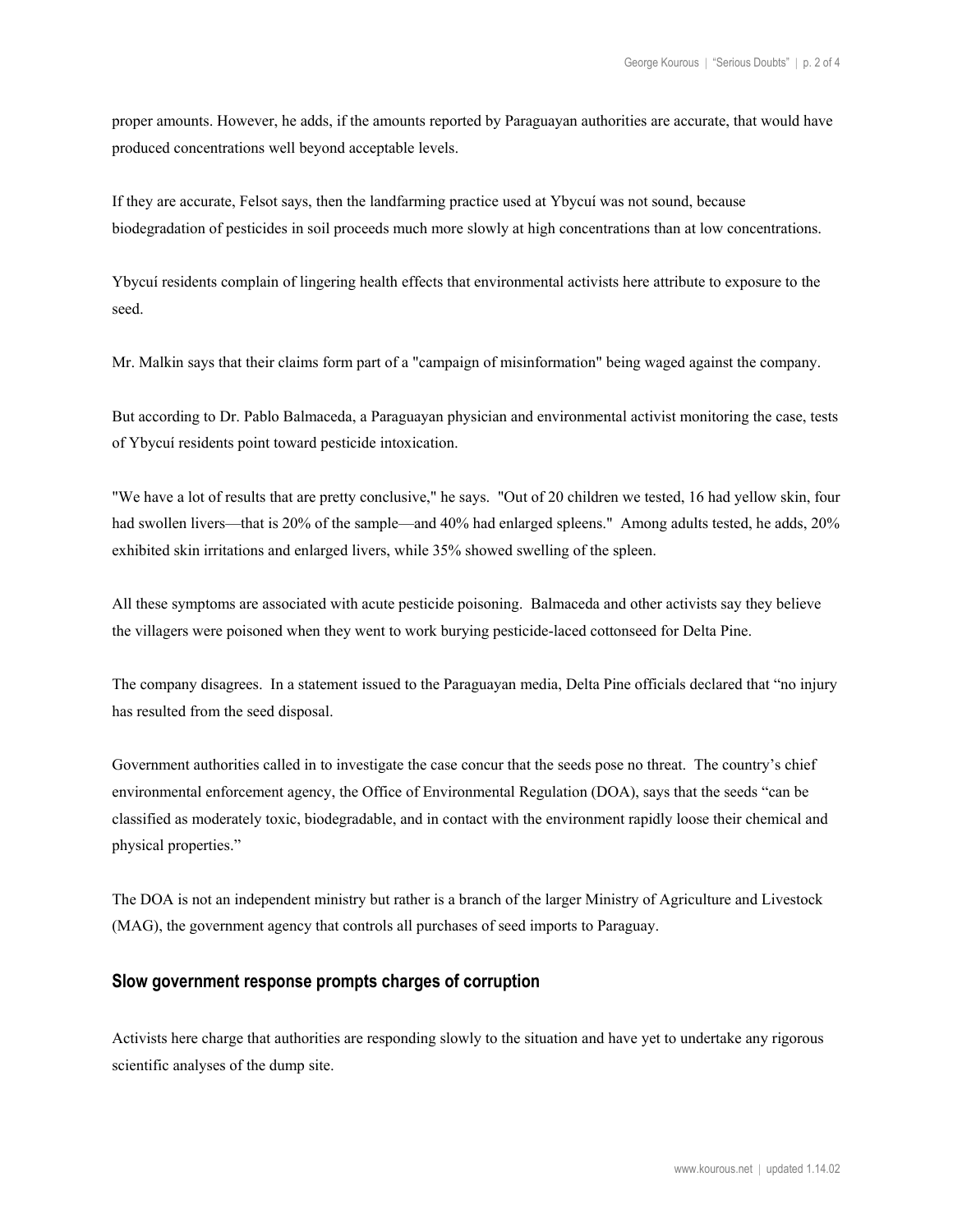proper amounts. However, he adds, if the amounts reported by Paraguayan authorities are accurate, that would have produced concentrations well beyond acceptable levels.

If they are accurate, Felsot says, then the landfarming practice used at Ybycuí was not sound, because biodegradation of pesticides in soil proceeds much more slowly at high concentrations than at low concentrations.

Ybycuí residents complain of lingering health effects that environmental activists here attribute to exposure to the seed.

Mr. Malkin says that their claims form part of a "campaign of misinformation" being waged against the company.

But according to Dr. Pablo Balmaceda, a Paraguayan physician and environmental activist monitoring the case, tests of Ybycuí residents point toward pesticide intoxication.

"We have a lot of results that are pretty conclusive," he says. "Out of 20 children we tested, 16 had yellow skin, four had swollen livers—that is 20% of the sample—and 40% had enlarged spleens." Among adults tested, he adds, 20% exhibited skin irritations and enlarged livers, while 35% showed swelling of the spleen.

All these symptoms are associated with acute pesticide poisoning. Balmaceda and other activists say they believe the villagers were poisoned when they went to work burying pesticide-laced cottonseed for Delta Pine.

The company disagrees. In a statement issued to the Paraguayan media, Delta Pine officials declared that "no injury has resulted from the seed disposal.

Government authorities called in to investigate the case concur that the seeds pose no threat. The country's chief environmental enforcement agency, the Office of Environmental Regulation (DOA), says that the seeds "can be classified as moderately toxic, biodegradable, and in contact with the environment rapidly loose their chemical and physical properties."

The DOA is not an independent ministry but rather is a branch of the larger Ministry of Agriculture and Livestock (MAG), the government agency that controls all purchases of seed imports to Paraguay.

## Slow government response prompts charges of corruption

Activists here charge that authorities are responding slowly to the situation and have yet to undertake any rigorous scientific analyses of the dump site.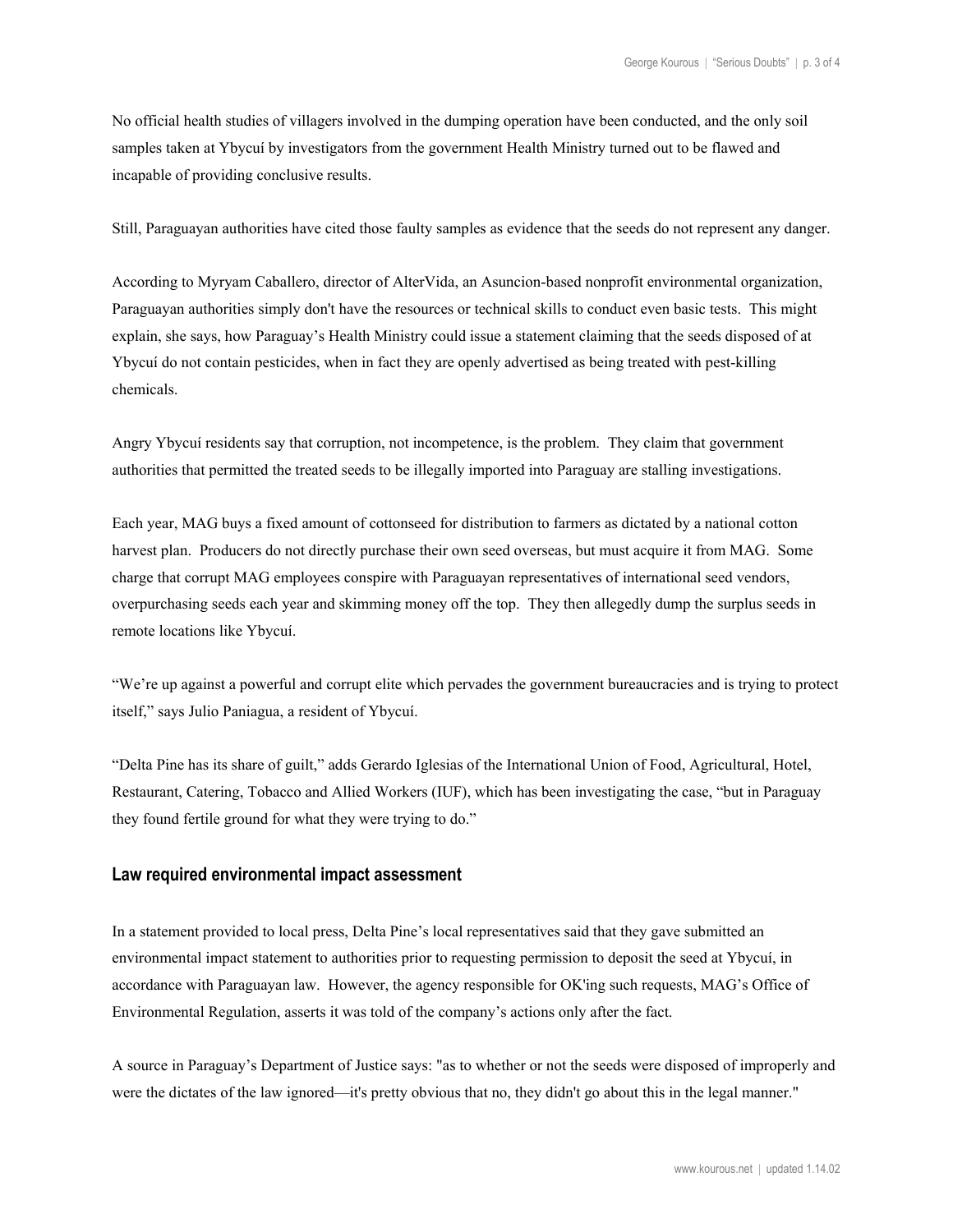No official health studies of villagers involved in the dumping operation have been conducted, and the only soil samples taken at Ybycuí by investigators from the government Health Ministry turned out to be flawed and incapable of providing conclusive results.

Still, Paraguayan authorities have cited those faulty samples as evidence that the seeds do not represent any danger.

According to Myryam Caballero, director of AlterVida, an Asuncion-based nonprofit environmental organization, Paraguayan authorities simply don't have the resources or technical skills to conduct even basic tests. This might explain, she says, how Paraguay's Health Ministry could issue a statement claiming that the seeds disposed of at Ybycuí do not contain pesticides, when in fact they are openly advertised as being treated with pest-killing chemicals.

Angry Ybycuí residents say that corruption, not incompetence, is the problem. They claim that government authorities that permitted the treated seeds to be illegally imported into Paraguay are stalling investigations.

Each year, MAG buys a fixed amount of cottonseed for distribution to farmers as dictated by a national cotton harvest plan. Producers do not directly purchase their own seed overseas, but must acquire it from MAG. Some charge that corrupt MAG employees conspire with Paraguayan representatives of international seed vendors, overpurchasing seeds each year and skimming money off the top. They then allegedly dump the surplus seeds in remote locations like Ybycuí.

"We're up against a powerful and corrupt elite which pervades the government bureaucracies and is trying to protect itself," says Julio Paniagua, a resident of Ybycuí.

"Delta Pine has its share of guilt," adds Gerardo Iglesias of the International Union of Food, Agricultural, Hotel, Restaurant, Catering, Tobacco and Allied Workers (IUF), which has been investigating the case, "but in Paraguay they found fertile ground for what they were trying to do."

### Law required environmental impact assessment

In a statement provided to local press, Delta Pine's local representatives said that they gave submitted an environmental impact statement to authorities prior to requesting permission to deposit the seed at Ybycuí, in accordance with Paraguayan law. However, the agency responsible for OK'ing such requests, MAG's Office of Environmental Regulation, asserts it was told of the company's actions only after the fact.

A source in Paraguay's Department of Justice says: "as to whether or not the seeds were disposed of improperly and were the dictates of the law ignored—it's pretty obvious that no, they didn't go about this in the legal manner."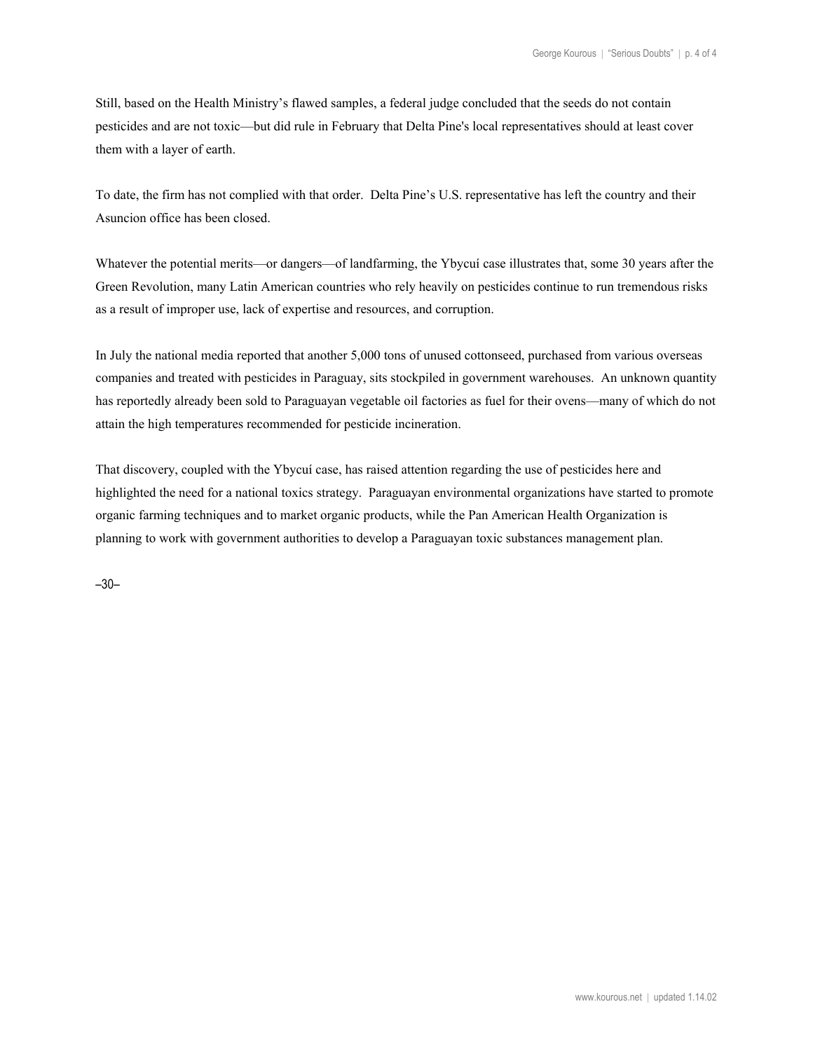Still, based on the Health Ministry's flawed samples, a federal judge concluded that the seeds do not contain pesticides and are not toxic—but did rule in February that Delta Pine's local representatives should at least cover them with a layer of earth.

To date, the firm has not complied with that order. Delta Pine's U.S. representative has left the country and their Asuncion office has been closed.

Whatever the potential merits—or dangers—of landfarming, the Ybycuí case illustrates that, some 30 years after the Green Revolution, many Latin American countries who rely heavily on pesticides continue to run tremendous risks as a result of improper use, lack of expertise and resources, and corruption.

In July the national media reported that another 5,000 tons of unused cottonseed, purchased from various overseas companies and treated with pesticides in Paraguay, sits stockpiled in government warehouses. An unknown quantity has reportedly already been sold to Paraguayan vegetable oil factories as fuel for their ovens—many of which do not attain the high temperatures recommended for pesticide incineration.

That discovery, coupled with the Ybycuí case, has raised attention regarding the use of pesticides here and highlighted the need for a national toxics strategy. Paraguayan environmental organizations have started to promote organic farming techniques and to market organic products, while the Pan American Health Organization is planning to work with government authorities to develop a Paraguayan toxic substances management plan.

–30–